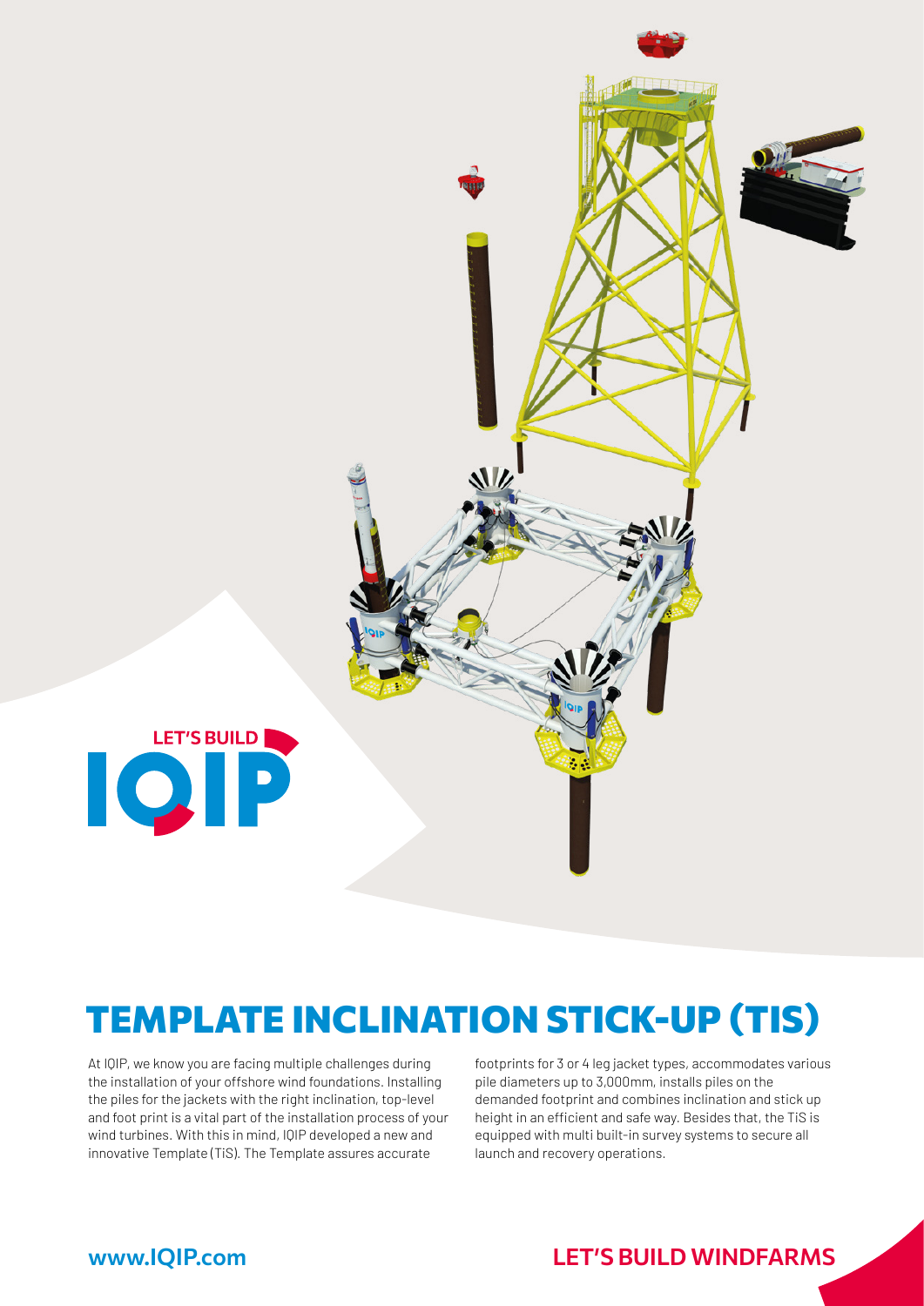LET'S BUILD

IQIP

# TEMPLATE INCLINATION STICK-UP (TIS)

At IQIP, we know you are facing multiple challenges during the installation of your offshore wind foundations. Installing the piles for the jackets with the right inclination, top-level and foot print is a vital part of the installation process of your wind turbines. With this in mind, IQIP developed a new and innovative Template (TiS). The Template assures accurate footprints for 3 or 4 leg jacket types, accommodates various pile diameters up to 3,000mm, installs piles on the demanded footprint and combines inclination and stick up height in an efficient and safe way. Besides that, the TiS is equipped with multi built-in survey systems to secure all launch and recovery operations.

www.IQIP.com

LET'S BUILD WINDFARMS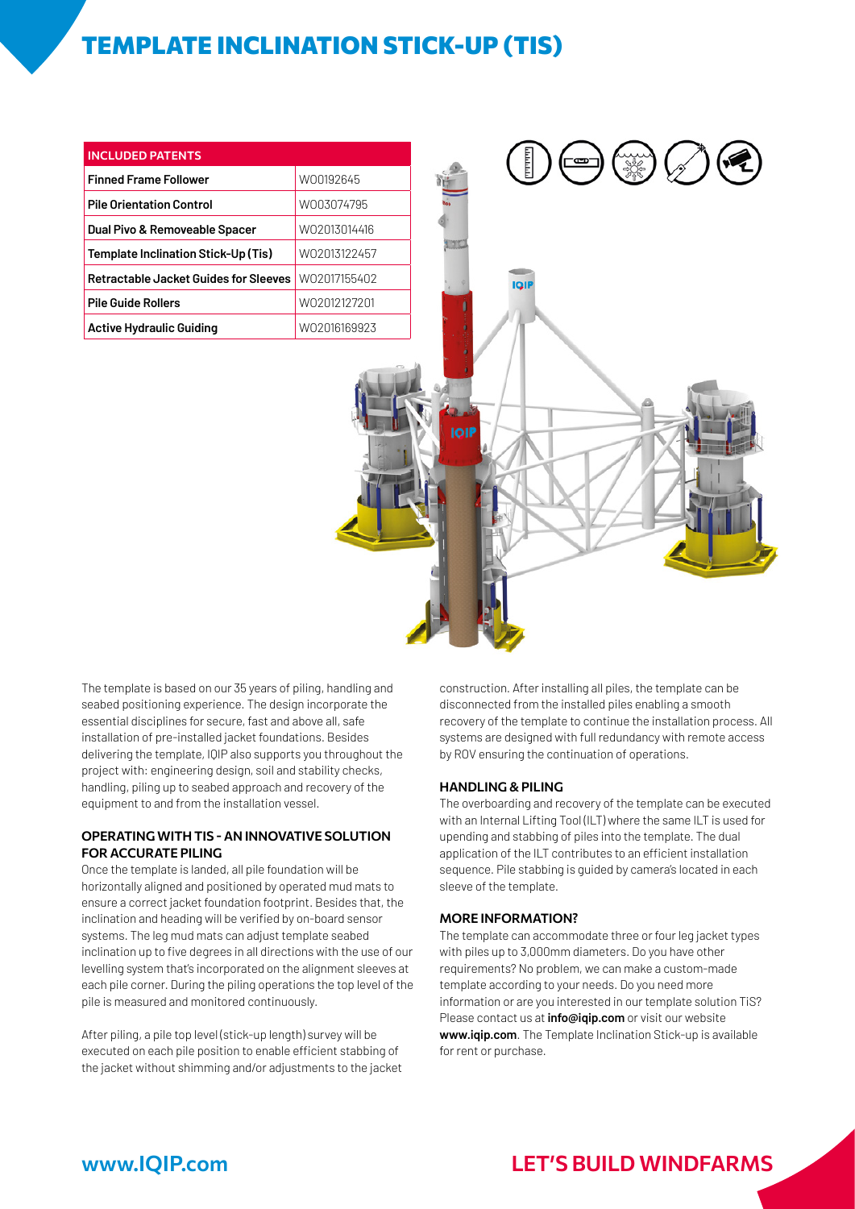# TEMPLATE INCLINATION STICK-UP (TIS)

| INCLUDED PATENTS | |
|---|---|
| **Finned Frame Follower** | WO0192645 |
| **Pile Orientation Control** | WO03074795 |
| **Dual Pivo & Removeable Spacer** | WO2013014416 |
| **Template Inclination Stick-Up (Tis)** | WO2013122457 |
| **Retractable Jacket Guides for Sleeves** | WO2017155402 |
| **Pile Guide Rollers** | WO2012127201 |
| **Active Hydraulic Guiding** | WO2016169923 |

The template is based on our 35 years of piling, handling and seabed positioning experience. The design incorporate the essential disciplines for secure, fast and above all, safe installation of pre-installed jacket foundations. Besides delivering the template, IQIP also supports you throughout the project with: engineering design, soil and stability checks, handling, piling up to seabed approach and recovery of the equipment to and from the installation vessel.

### OPERATING WITH TIS - AN INNOVATIVE SOLUTION FOR ACCURATE PILING

Once the template is landed, all pile foundation will be horizontally aligned and positioned by operated mud mats to ensure a correct jacket foundation footprint. Besides that, the inclination and heading will be verified by on-board sensor systems. The leg mud mats can adjust template seabed inclination up to five degrees in all directions with the use of our levelling system that's incorporated on the alignment sleeves at each pile corner. During the piling operations the top level of the pile is measured and monitored continuously.

After piling, a pile top level (stick-up length) survey will be executed on each pile position to enable efficient stabbing of the jacket without shimming and/or adjustments to the jacket construction. After installing all piles, the template can be disconnected from the installed piles enabling a smooth recovery of the template to continue the installation process. All systems are designed with full redundancy with remote access by ROV ensuring the continuation of operations.

### HANDLING & PILING

The overboarding and recovery of the template can be executed with an Internal Lifting Tool (ILT) where the same ILT is used for upending and stabbing of piles into the template. The dual application of the ILT contributes to an efficient installation sequence. Pile stabbing is guided by camera's located in each sleeve of the template.

### MORE INFORMATION?

The template can accommodate three or four leg jacket types with piles up to 3,000mm diameters. Do you have other requirements? No problem, we can make a custom-made template according to your needs. Do you need more information or are you interested in our template solution TiS? Please contact us at **info@iqip.com** or visit our website **www.iqip.com**. The Template Inclination Stick-up is available for rent or purchase.

**www.IQIP.com**

**LET'S BUILD WINDFARMS**